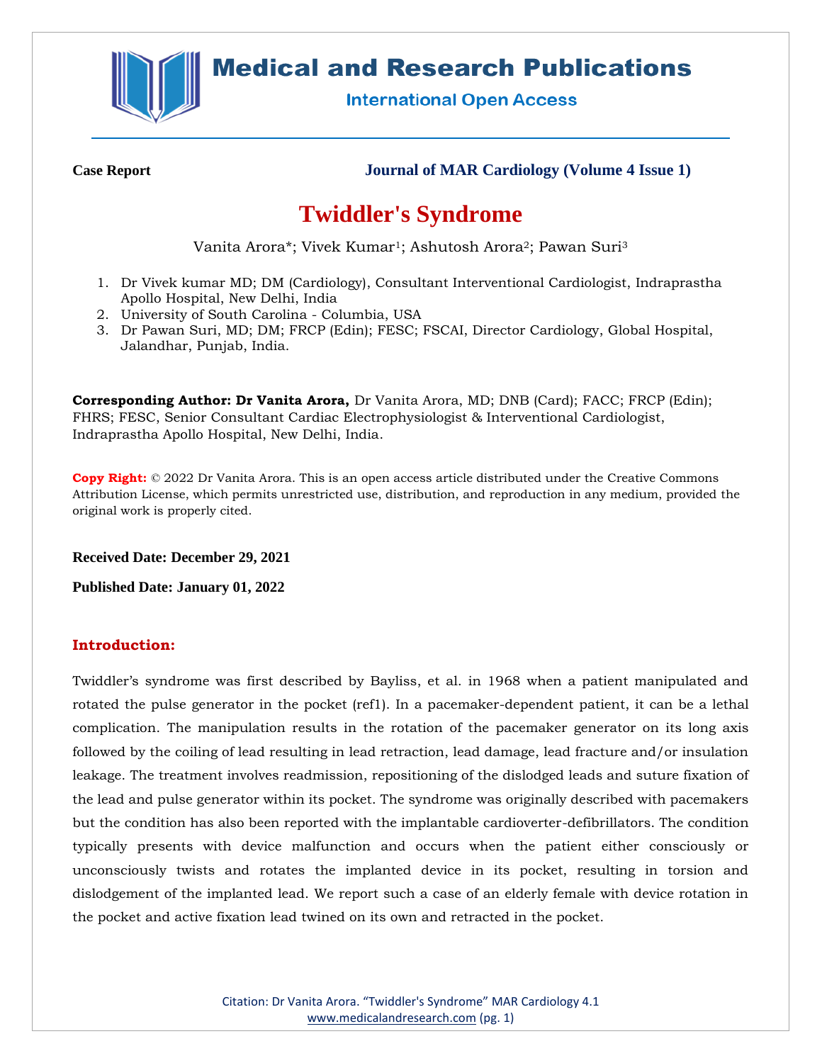Case Report

Journal of MAR Cardiology (Volume 4 Issue 1)

# Twiddler's Syndrome

Vanita Arora*; Vivek Kumar[1]; Ashutosh Arora[2]; Pawan Suri[3]

1. Dr Vivek kumar MD; DM (Cardiology), Consultant Interventional Cardiologist, Indraprastha Apollo Hospital, New Delhi, India
2. University of South Carolina - Columbia, USA
3. Dr Pawan Suri, MD; DM; FRCP (Edin); FESC; FSCAI, Director Cardiology, Global Hospital, Jalandhar, Punjab, India.

**Corresponding Author: Dr Vanita Arora,** Dr Vanita Arora, MD; DNB (Card); FACC; FRCP (Edin); FHRS; FESC, Senior Consultant Cardiac Electrophysiologist & Interventional Cardiologist, Indraprastha Apollo Hospital, New Delhi, India.

**Copy Right:** © 2022 Dr Vanita Arora. This is an open access article distributed under the Creative Commons Attribution License, which permits unrestricted use, distribution, and reproduction in any medium, provided the original work is properly cited.

**Received Date: December 29, 2021**

**Published Date: January 01, 2022**

## Introduction:

Twiddler's syndrome was first described by Bayliss, et al. in 1968 when a patient manipulated and rotated the pulse generator in the pocket (ref1). In a pacemaker-dependent patient, it can be a lethal complication. The manipulation results in the rotation of the pacemaker generator on its long axis followed by the coiling of lead resulting in lead retraction, lead damage, lead fracture and/or insulation leakage. The treatment involves readmission, repositioning of the dislodged leads and suture fixation of the lead and pulse generator within its pocket. The syndrome was originally described with pacemakers but the condition has also been reported with the implantable cardioverter-defibrillators. The condition typically presents with device malfunction and occurs when the patient either consciously or unconsciously twists and rotates the implanted device in its pocket, resulting in torsion and dislodgement of the implanted lead. We report such a case of an elderly female with device rotation in the pocket and active fixation lead twined on its own and retracted in the pocket.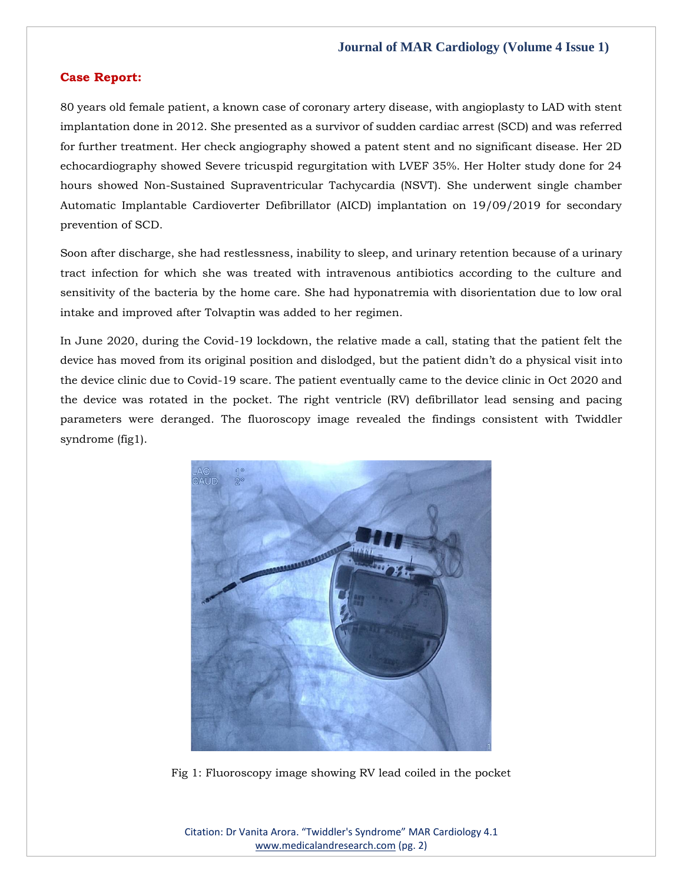## Case Report:

80 years old female patient, a known case of coronary artery disease, with angioplasty to LAD with stent implantation done in 2012. She presented as a survivor of sudden cardiac arrest (SCD) and was referred for further treatment. Her check angiography showed a patent stent and no significant disease. Her 2D echocardiography showed Severe tricuspid regurgitation with LVEF 35%. Her Holter study done for 24 hours showed Non-Sustained Supraventricular Tachycardia (NSVT). She underwent single chamber Automatic Implantable Cardioverter Defibrillator (AICD) implantation on 19/09/2019 for secondary prevention of SCD.

Soon after discharge, she had restlessness, inability to sleep, and urinary retention because of a urinary tract infection for which she was treated with intravenous antibiotics according to the culture and sensitivity of the bacteria by the home care. She had hyponatremia with disorientation due to low oral intake and improved after Tolvaptin was added to her regimen.

In June 2020, during the Covid-19 lockdown, the relative made a call, stating that the patient felt the device has moved from its original position and dislodged, but the patient didn't do a physical visit into the device clinic due to Covid-19 scare. The patient eventually came to the device clinic in Oct 2020 and the device was rotated in the pocket. The right ventricle (RV) defibrillator lead sensing and pacing parameters were deranged. The fluoroscopy image revealed the findings consistent with Twiddler syndrome (fig1).

Fig 1: Fluoroscopy image showing RV lead coiled in the pocket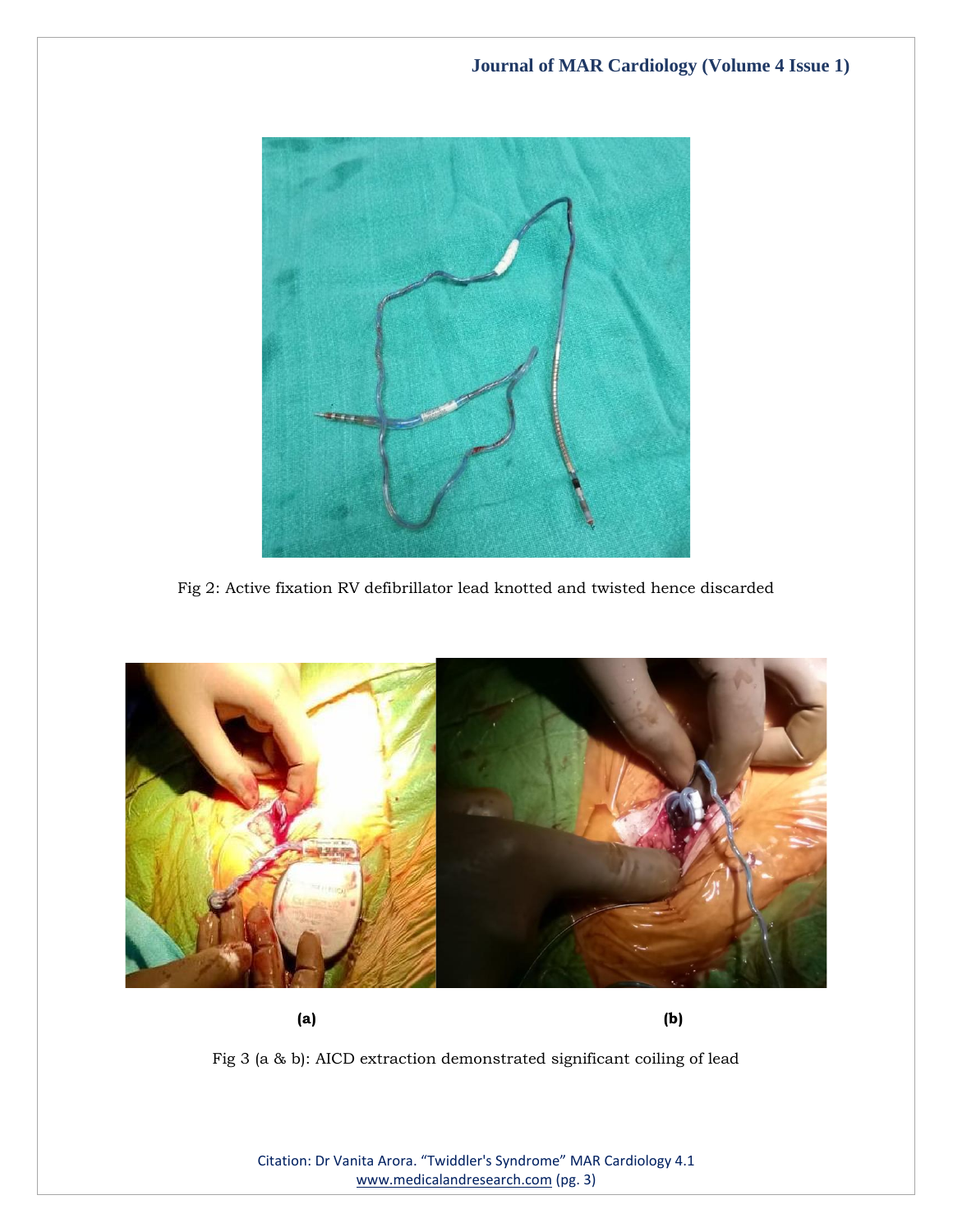Fig 2: Active fixation RV defibrillator lead knotted and twisted hence discarded

(a) (b)

Fig 3 (a & b): AICD extraction demonstrated significant coiling of lead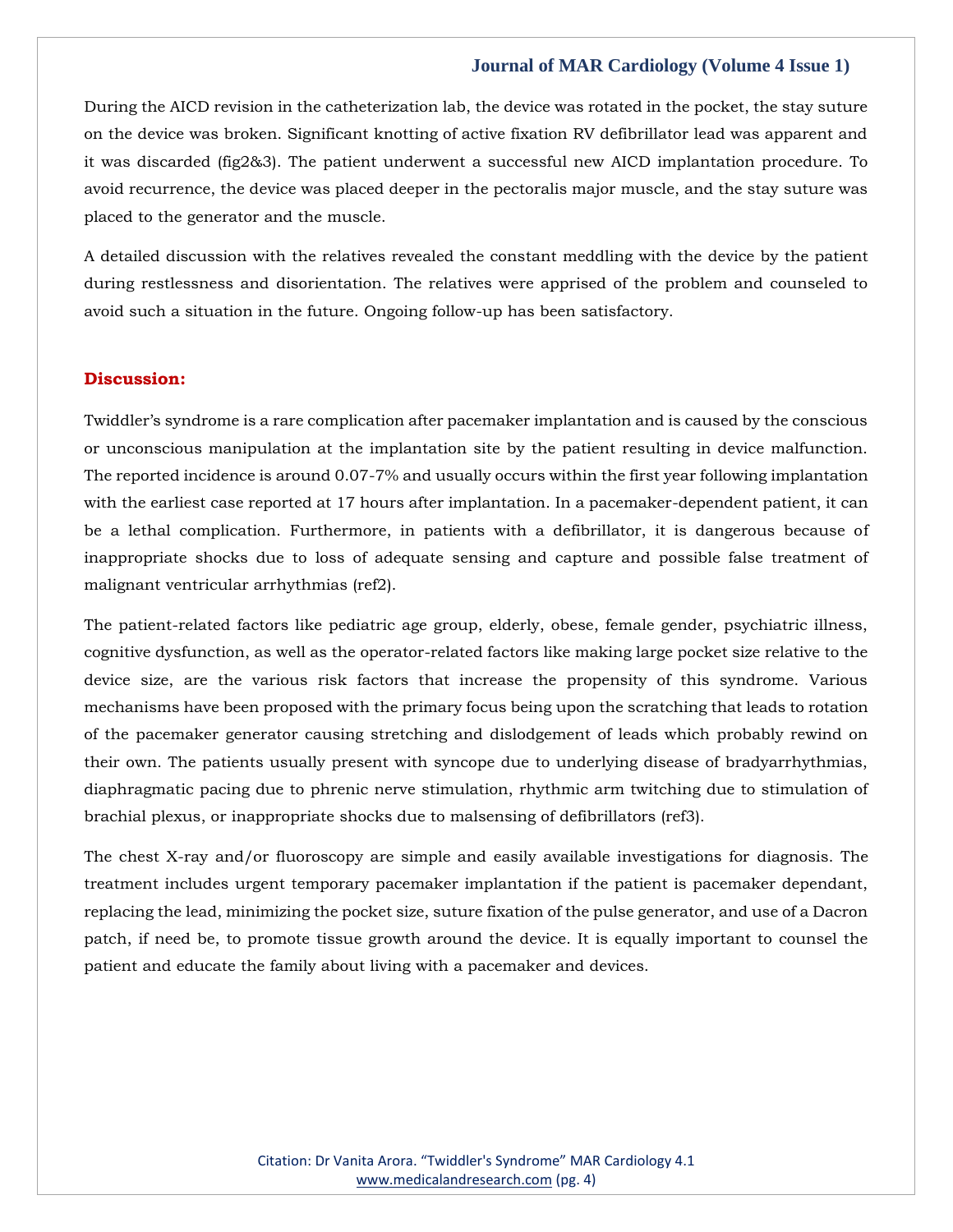During the AICD revision in the catheterization lab, the device was rotated in the pocket, the stay suture on the device was broken. Significant knotting of active fixation RV defibrillator lead was apparent and it was discarded (fig2&3). The patient underwent a successful new AICD implantation procedure. To avoid recurrence, the device was placed deeper in the pectoralis major muscle, and the stay suture was placed to the generator and the muscle.

A detailed discussion with the relatives revealed the constant meddling with the device by the patient during restlessness and disorientation. The relatives were apprised of the problem and counseled to avoid such a situation in the future. Ongoing follow-up has been satisfactory.

## Discussion:

Twiddler's syndrome is a rare complication after pacemaker implantation and is caused by the conscious or unconscious manipulation at the implantation site by the patient resulting in device malfunction. The reported incidence is around 0.07-7% and usually occurs within the first year following implantation with the earliest case reported at 17 hours after implantation. In a pacemaker-dependent patient, it can be a lethal complication. Furthermore, in patients with a defibrillator, it is dangerous because of inappropriate shocks due to loss of adequate sensing and capture and possible false treatment of malignant ventricular arrhythmias (ref2).

The patient-related factors like pediatric age group, elderly, obese, female gender, psychiatric illness, cognitive dysfunction, as well as the operator-related factors like making large pocket size relative to the device size, are the various risk factors that increase the propensity of this syndrome. Various mechanisms have been proposed with the primary focus being upon the scratching that leads to rotation of the pacemaker generator causing stretching and dislodgement of leads which probably rewind on their own. The patients usually present with syncope due to underlying disease of bradyarrhythmias, diaphragmatic pacing due to phrenic nerve stimulation, rhythmic arm twitching due to stimulation of brachial plexus, or inappropriate shocks due to malsensing of defibrillators (ref3).

The chest X-ray and/or fluoroscopy are simple and easily available investigations for diagnosis. The treatment includes urgent temporary pacemaker implantation if the patient is pacemaker dependant, replacing the lead, minimizing the pocket size, suture fixation of the pulse generator, and use of a Dacron patch, if need be, to promote tissue growth around the device. It is equally important to counsel the patient and educate the family about living with a pacemaker and devices.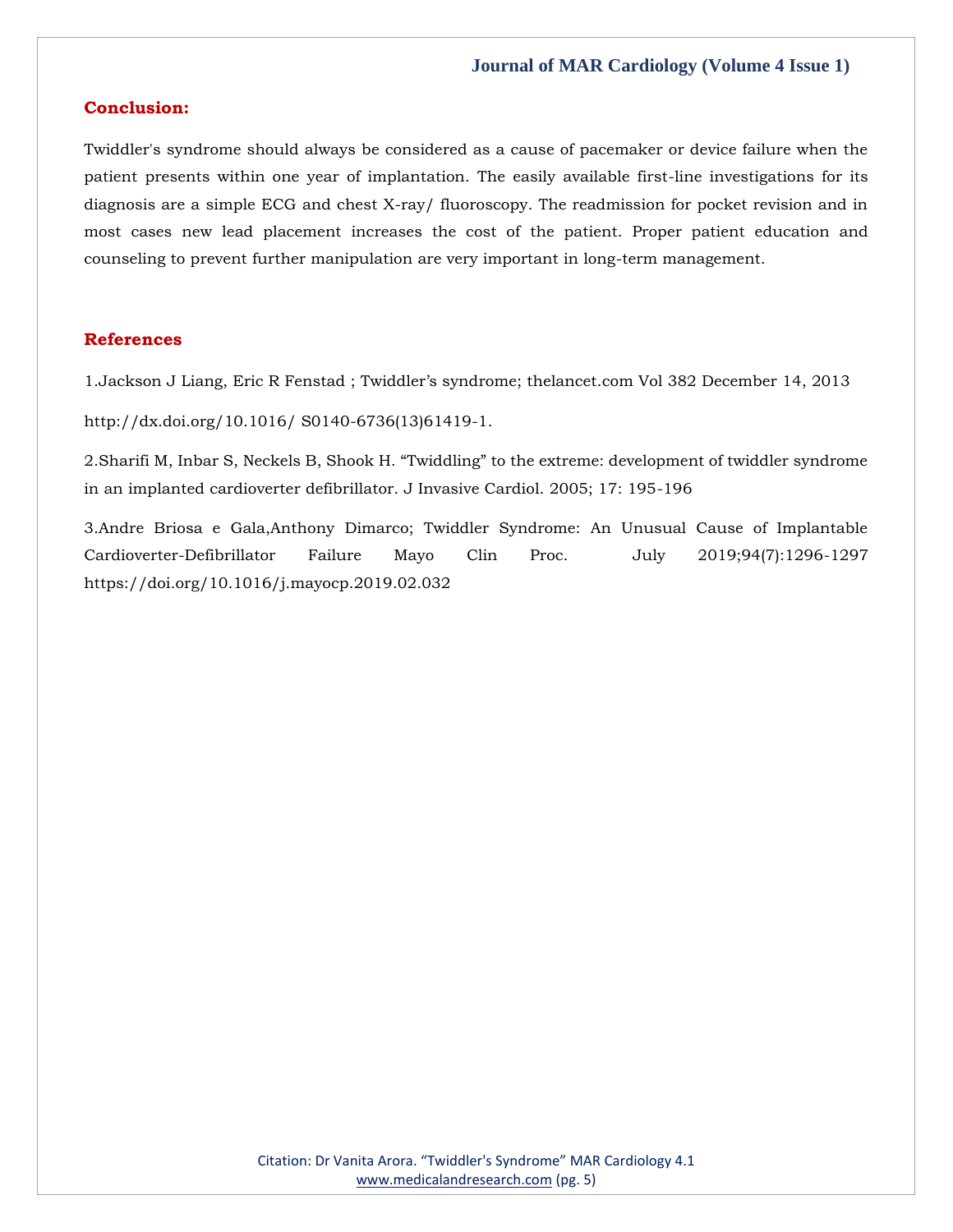## Conclusion:

Twiddler's syndrome should always be considered as a cause of pacemaker or device failure when the patient presents within one year of implantation. The easily available first-line investigations for its diagnosis are a simple ECG and chest X-ray/ fluoroscopy. The readmission for pocket revision and in most cases new lead placement increases the cost of the patient. Proper patient education and counseling to prevent further manipulation are very important in long-term management.

## References

1.Jackson J Liang, Eric R Fenstad ; Twiddler's syndrome; thelancet.com Vol 382 December 14, 2013

http://dx.doi.org/10.1016/ S0140-6736(13)61419-1.

2.Sharifi M, Inbar S, Neckels B, Shook H. "Twiddling" to the extreme: development of twiddler syndrome in an implanted cardioverter defibrillator. J Invasive Cardiol. 2005; 17: 195-196

3.Andre Briosa e Gala,Anthony Dimarco; Twiddler Syndrome: An Unusual Cause of Implantable Cardioverter-Defibrillator Failure Mayo Clin Proc. July 2019;94(7):1296-1297 https://doi.org/10.1016/j.mayocp.2019.02.032